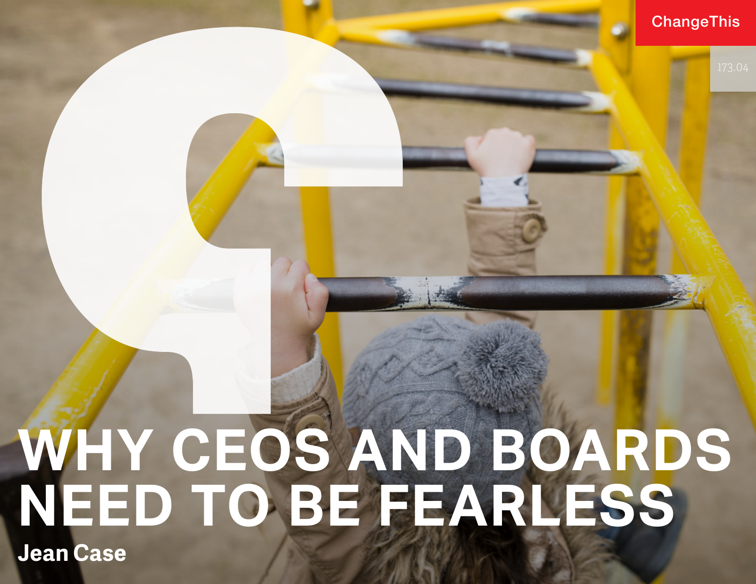ChangeThis

173.04

# WHY CEOS AND BOARDS NEED TO BE FEARLESS

**Jean Case**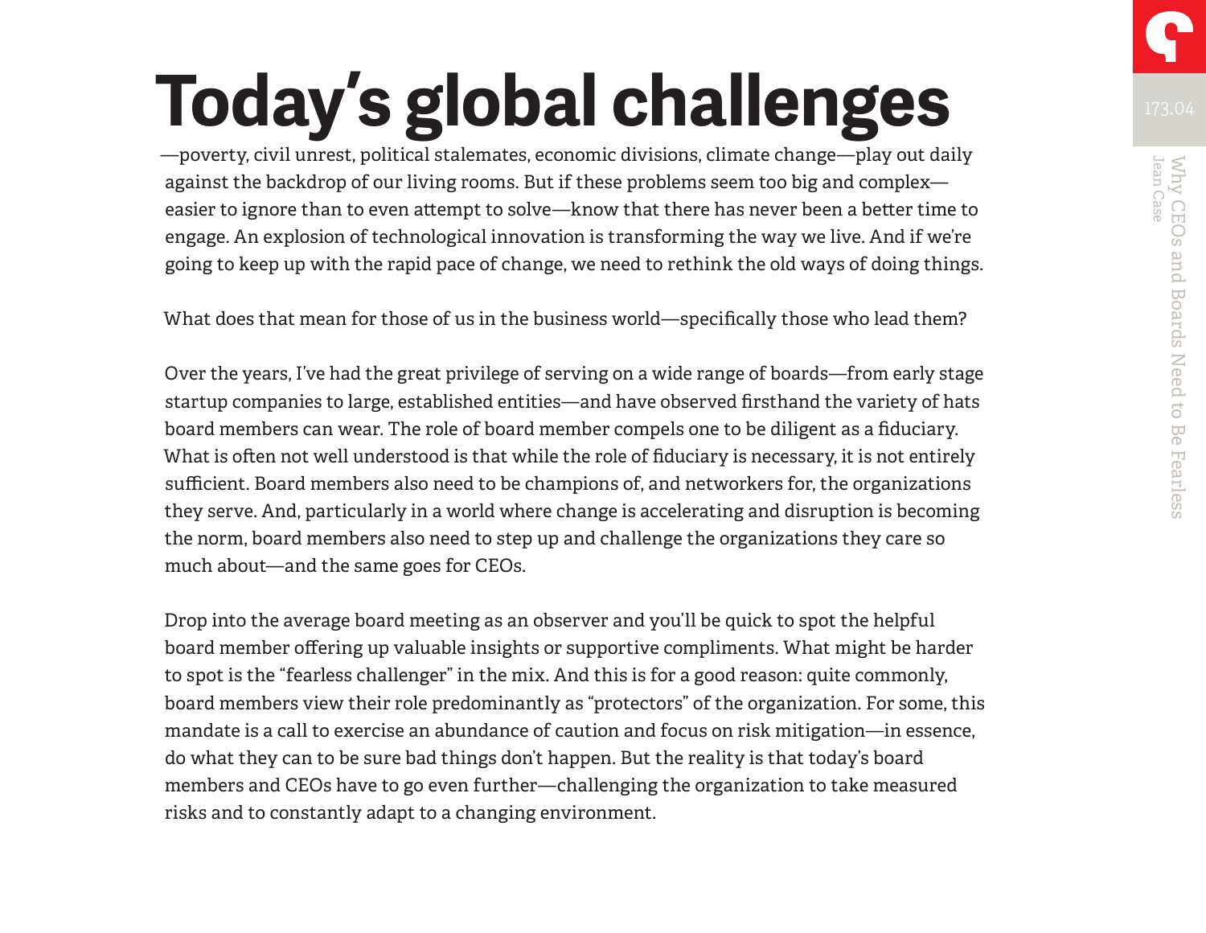**Today's global challenges**—poverty, civil unrest, political stalemates, economic divisions, climate change—play out daily against the backdrop of our living rooms. But if these problems seem too big and complex—easier to ignore than to even attempt to solve—know that there has never been a better time to engage. An explosion of technological innovation is transforming the way we live. And if we're going to keep up with the rapid pace of change, we need to rethink the old ways of doing things.

What does that mean for those of us in the business world—specifically those who lead them?

Over the years, I've had the great privilege of serving on a wide range of boards—from early stage startup companies to large, established entities—and have observed firsthand the variety of hats board members can wear. The role of board member compels one to be diligent as a fiduciary. What is often not well understood is that while the role of fiduciary is necessary, it is not entirely sufficient. Board members also need to be champions of, and networkers for, the organizations they serve. And, particularly in a world where change is accelerating and disruption is becoming the norm, board members also need to step up and challenge the organizations they care so much about—and the same goes for CEOs.

Drop into the average board meeting as an observer and you'll be quick to spot the helpful board member offering up valuable insights or supportive compliments. What might be harder to spot is the "fearless challenger" in the mix. And this is for a good reason: quite commonly, board members view their role predominantly as "protectors" of the organization. For some, this mandate is a call to exercise an abundance of caution and focus on risk mitigation—in essence, do what they can to be sure bad things don't happen. But the reality is that today's board members and CEOs have to go even further—challenging the organization to take measured risks and to constantly adapt to a changing environment.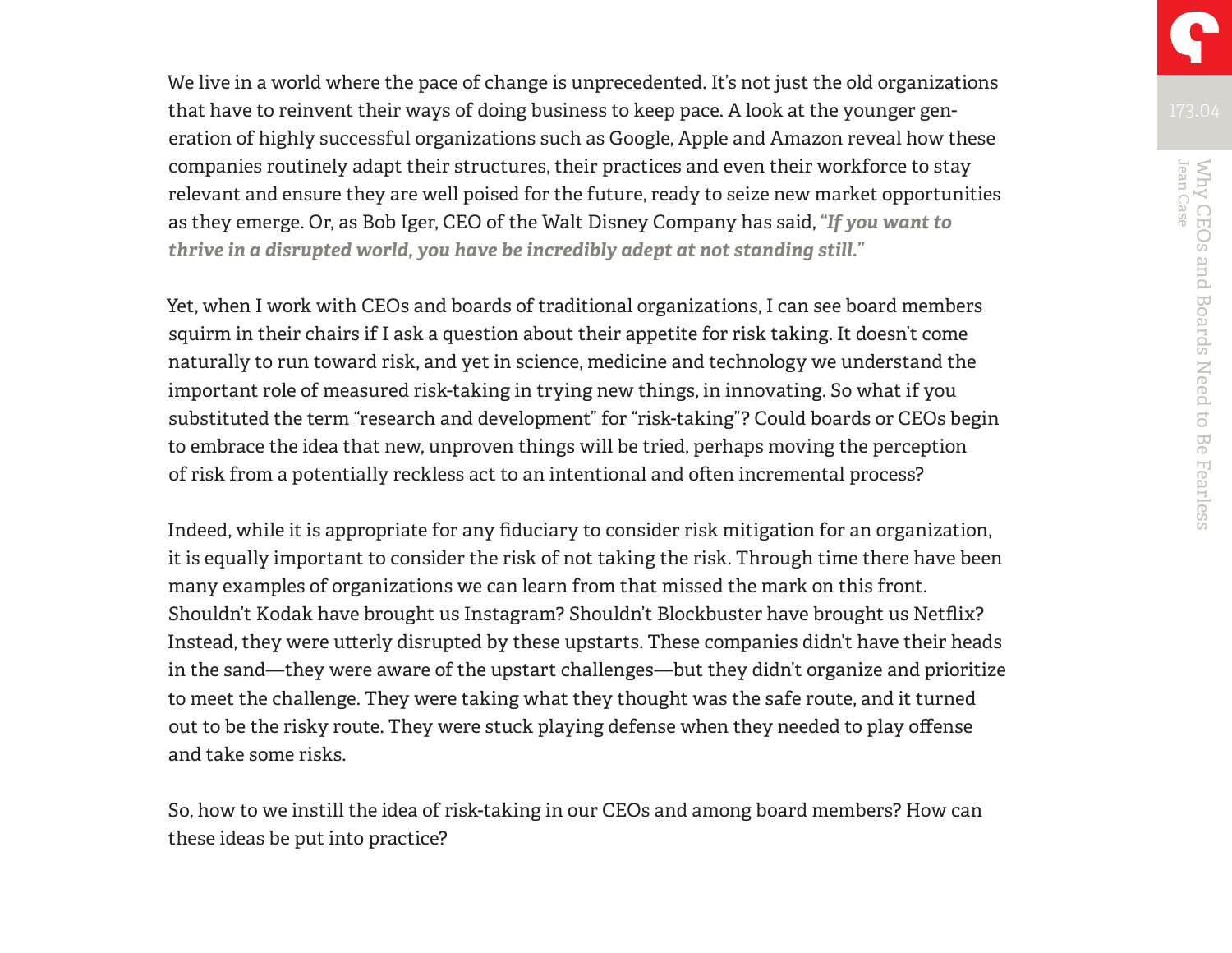We live in a world where the pace of change is unprecedented. It's not just the old organizations that have to reinvent their ways of doing business to keep pace. A look at the younger generation of highly successful organizations such as Google, Apple and Amazon reveal how these companies routinely adapt their structures, their practices and even their workforce to stay relevant and ensure they are well poised for the future, ready to seize new market opportunities as they emerge. Or, as Bob Iger, CEO of the Walt Disney Company has said, ***"If you want to thrive in a disrupted world, you have be incredibly adept at not standing still."***

Yet, when I work with CEOs and boards of traditional organizations, I can see board members squirm in their chairs if I ask a question about their appetite for risk taking. It doesn't come naturally to run toward risk, and yet in science, medicine and technology we understand the important role of measured risk-taking in trying new things, in innovating. So what if you substituted the term "research and development" for "risk-taking"? Could boards or CEOs begin to embrace the idea that new, unproven things will be tried, perhaps moving the perception of risk from a potentially reckless act to an intentional and often incremental process?

Indeed, while it is appropriate for any fiduciary to consider risk mitigation for an organization, it is equally important to consider the risk of not taking the risk. Through time there have been many examples of organizations we can learn from that missed the mark on this front. Shouldn't Kodak have brought us Instagram? Shouldn't Blockbuster have brought us Netflix? Instead, they were utterly disrupted by these upstarts. These companies didn't have their heads in the sand—they were aware of the upstart challenges—but they didn't organize and prioritize to meet the challenge. They were taking what they thought was the safe route, and it turned out to be the risky route. They were stuck playing defense when they needed to play offense and take some risks.

So, how to we instill the idea of risk-taking in our CEOs and among board members? How can these ideas be put into practice?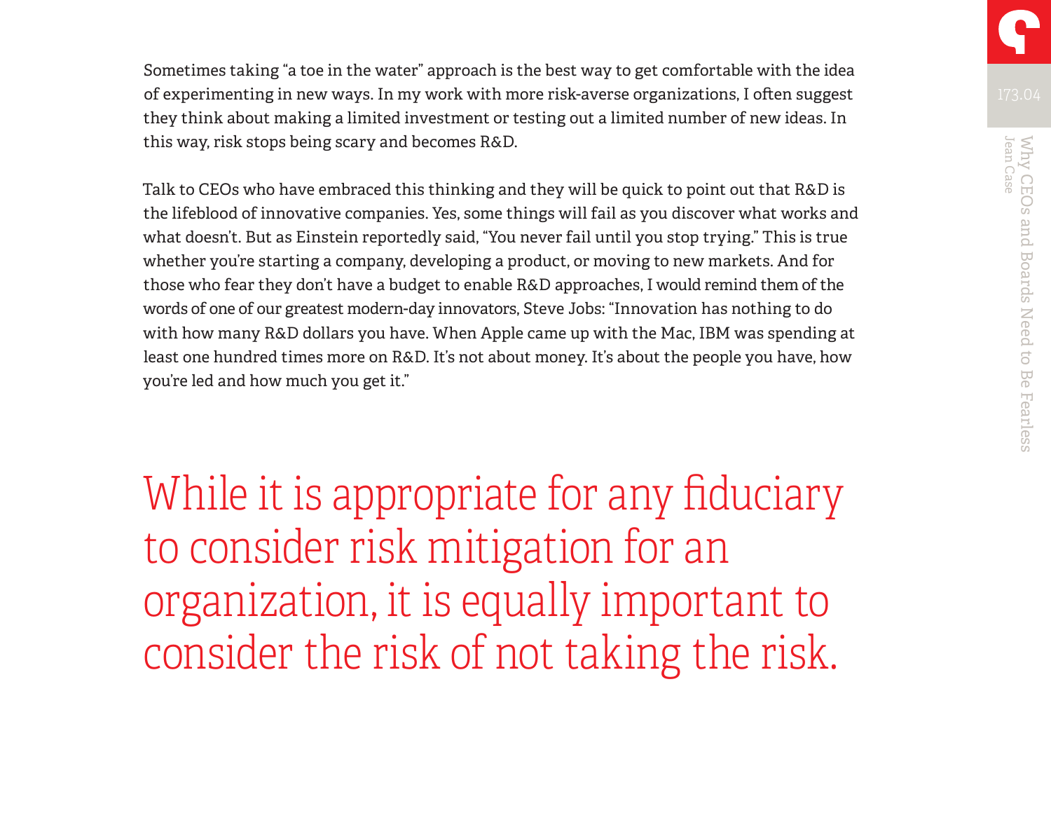Sometimes taking "a toe in the water" approach is the best way to get comfortable with the idea of experimenting in new ways. In my work with more risk-averse organizations, I often suggest they think about making a limited investment or testing out a limited number of new ideas. In this way, risk stops being scary and becomes R&D.

Talk to CEOs who have embraced this thinking and they will be quick to point out that R&D is the lifeblood of innovative companies. Yes, some things will fail as you discover what works and what doesn't. But as Einstein reportedly said, "You never fail until you stop trying." This is true whether you're starting a company, developing a product, or moving to new markets. And for those who fear they don't have a budget to enable R&D approaches, I would remind them of the words of one of our greatest modern-day innovators, Steve Jobs: "Innovation has nothing to do with how many R&D dollars you have. When Apple came up with the Mac, IBM was spending at least one hundred times more on R&D. It's not about money. It's about the people you have, how you're led and how much you get it."

> While it is appropriate for any fiduciary to consider risk mitigation for an organization, it is equally important to consider the risk of not taking the risk.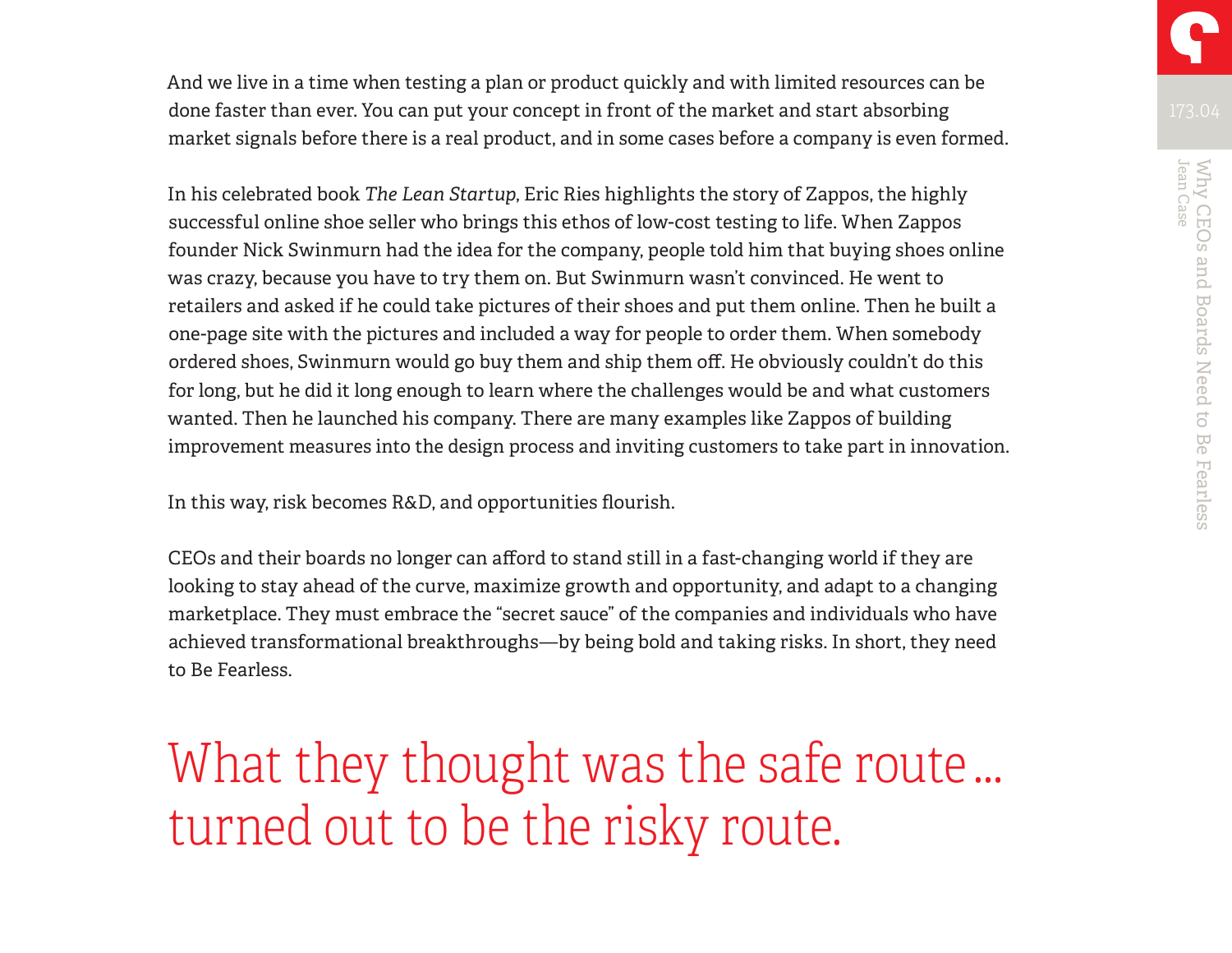And we live in a time when testing a plan or product quickly and with limited resources can be done faster than ever. You can put your concept in front of the market and start absorbing market signals before there is a real product, and in some cases before a company is even formed.

In his celebrated book *The Lean Startup*, Eric Ries highlights the story of Zappos, the highly successful online shoe seller who brings this ethos of low-cost testing to life. When Zappos founder Nick Swinmurn had the idea for the company, people told him that buying shoes online was crazy, because you have to try them on. But Swinmurn wasn't convinced. He went to retailers and asked if he could take pictures of their shoes and put them online. Then he built a one-page site with the pictures and included a way for people to order them. When somebody ordered shoes, Swinmurn would go buy them and ship them off. He obviously couldn't do this for long, but he did it long enough to learn where the challenges would be and what customers wanted. Then he launched his company. There are many examples like Zappos of building improvement measures into the design process and inviting customers to take part in innovation.

In this way, risk becomes R&D, and opportunities flourish.

CEOs and their boards no longer can afford to stand still in a fast-changing world if they are looking to stay ahead of the curve, maximize growth and opportunity, and adapt to a changing marketplace. They must embrace the "secret sauce" of the companies and individuals who have achieved transformational breakthroughs—by being bold and taking risks. In short, they need to Be Fearless.

## What they thought was the safe route ... turned out to be the risky route.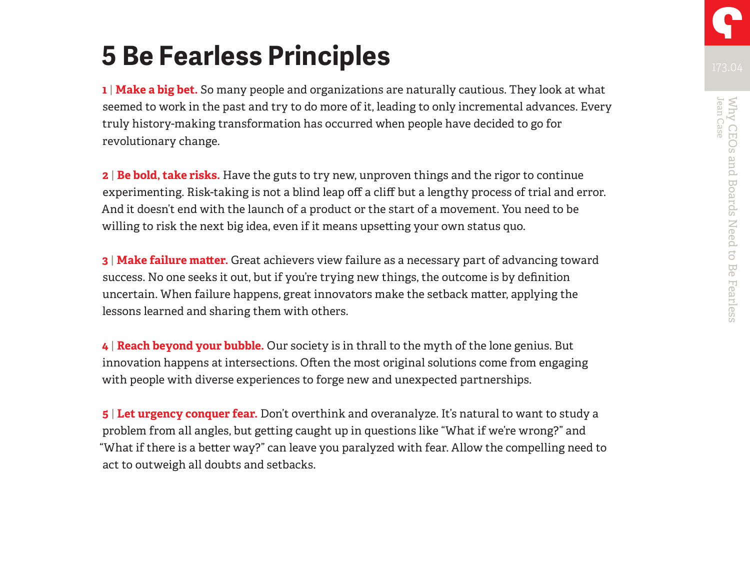# 5 Be Fearless Principles

**1 | Make a big bet.** So many people and organizations are naturally cautious. They look at what seemed to work in the past and try to do more of it, leading to only incremental advances. Every truly history-making transformation has occurred when people have decided to go for revolutionary change.

**2 | Be bold, take risks.** Have the guts to try new, unproven things and the rigor to continue experimenting. Risk-taking is not a blind leap off a cliff but a lengthy process of trial and error. And it doesn't end with the launch of a product or the start of a movement. You need to be willing to risk the next big idea, even if it means upsetting your own status quo.

**3 | Make failure matter.** Great achievers view failure as a necessary part of advancing toward success. No one seeks it out, but if you're trying new things, the outcome is by definition uncertain. When failure happens, great innovators make the setback matter, applying the lessons learned and sharing them with others.

**4 | Reach beyond your bubble.** Our society is in thrall to the myth of the lone genius. But innovation happens at intersections. Often the most original solutions come from engaging with people with diverse experiences to forge new and unexpected partnerships.

**5 | Let urgency conquer fear.** Don't overthink and overanalyze. It's natural to want to study a problem from all angles, but getting caught up in questions like "What if we're wrong?" and "What if there is a better way?" can leave you paralyzed with fear. Allow the compelling need to act to outweigh all doubts and setbacks.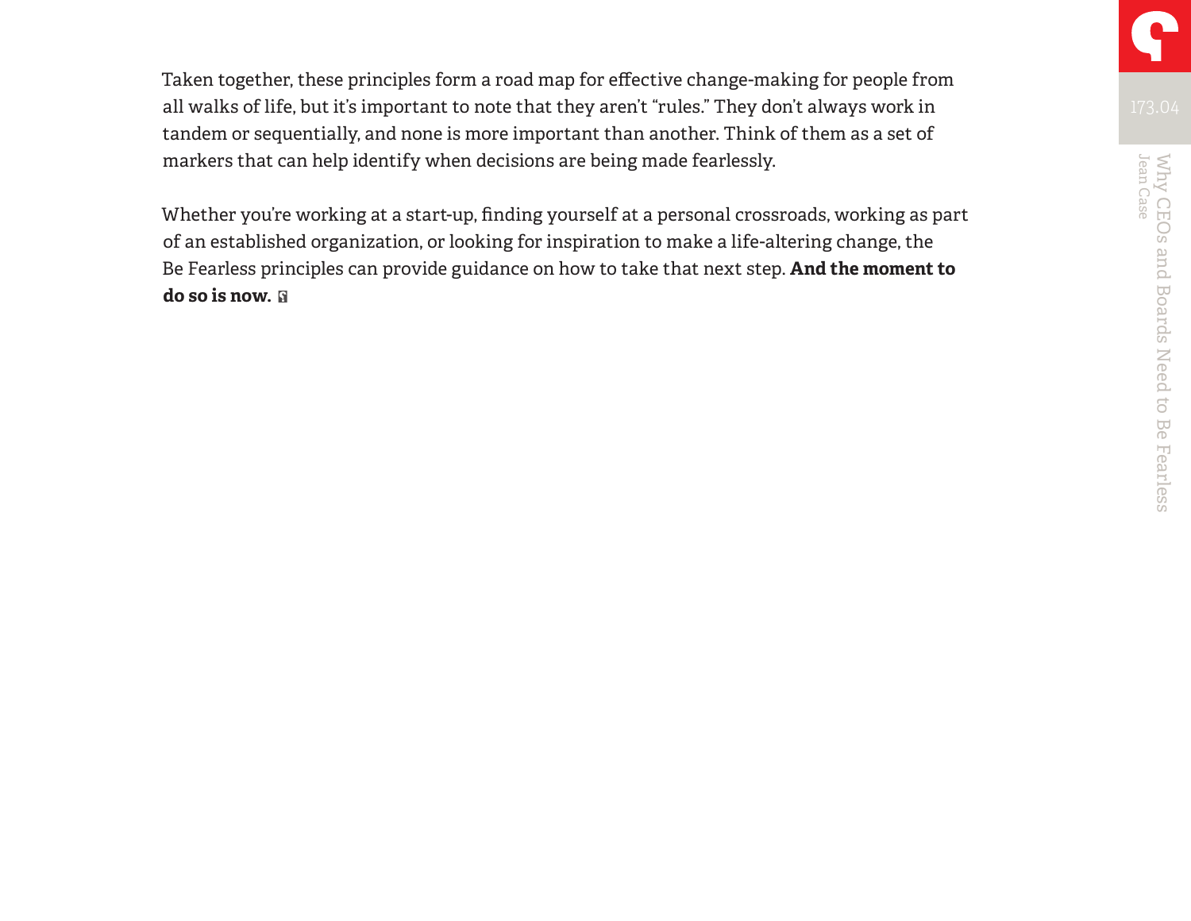Taken together, these principles form a road map for effective change-making for people from all walks of life, but it's important to note that they aren't "rules." They don't always work in tandem or sequentially, and none is more important than another. Think of them as a set of markers that can help identify when decisions are being made fearlessly.

Whether you're working at a start-up, finding yourself at a personal crossroads, working as part of an established organization, or looking for inspiration to make a life-altering change, the Be Fearless principles can provide guidance on how to take that next step. **And the moment to do so is now.**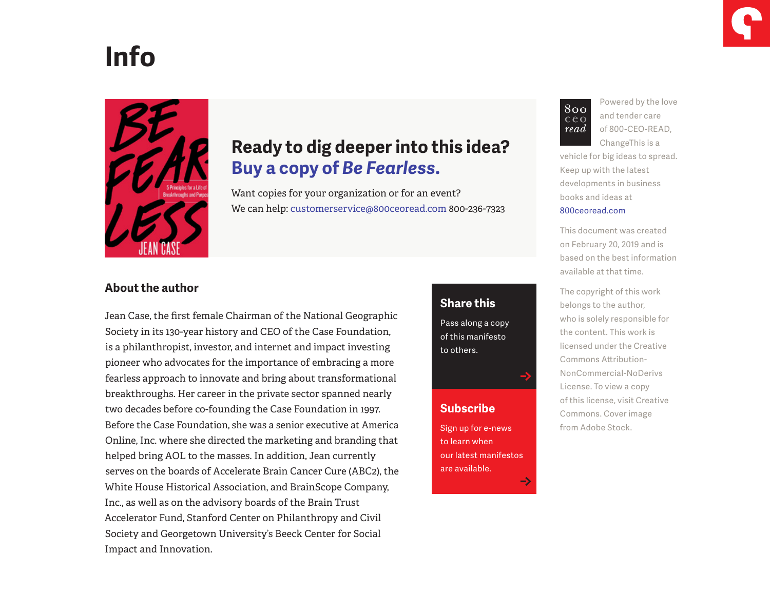# Info

## Ready to dig deeper into this idea? Buy a copy of *Be Fearless*.

Want copies for your organization or for an event?
We can help: customerservice@800ceoread.com 800-236-7323

### About the author

Jean Case, the first female Chairman of the National Geographic Society in its 130-year history and CEO of the Case Foundation, is a philanthropist, investor, and internet and impact investing pioneer who advocates for the importance of embracing a more fearless approach to innovate and bring about transformational breakthroughs. Her career in the private sector spanned nearly two decades before co-founding the Case Foundation in 1997. Before the Case Foundation, she was a senior executive at America Online, Inc. where she directed the marketing and branding that helped bring AOL to the masses. In addition, Jean currently serves on the boards of Accelerate Brain Cancer Cure (ABC2), the White House Historical Association, and BrainScope Company, Inc., as well as on the advisory boards of the Brain Trust Accelerator Fund, Stanford Center on Philanthropy and Civil Society and Georgetown University's Beeck Center for Social Impact and Innovation.

### Share this

Pass along a copy of this manifesto to others.

### Subscribe

Sign up for e-news to learn when our latest manifestos are available.

Powered by the love and tender care of 800-CEO-READ, ChangeThis is a vehicle for big ideas to spread. Keep up with the latest developments in business books and ideas at 800ceoread.com

This document was created on February 20, 2019 and is based on the best information available at that time.

The copyright of this work belongs to the author, who is solely responsible for the content. This work is licensed under the Creative Commons Attribution-NonCommercial-NoDerivs License. To view a copy of this license, visit Creative Commons. Cover image from Adobe Stock.